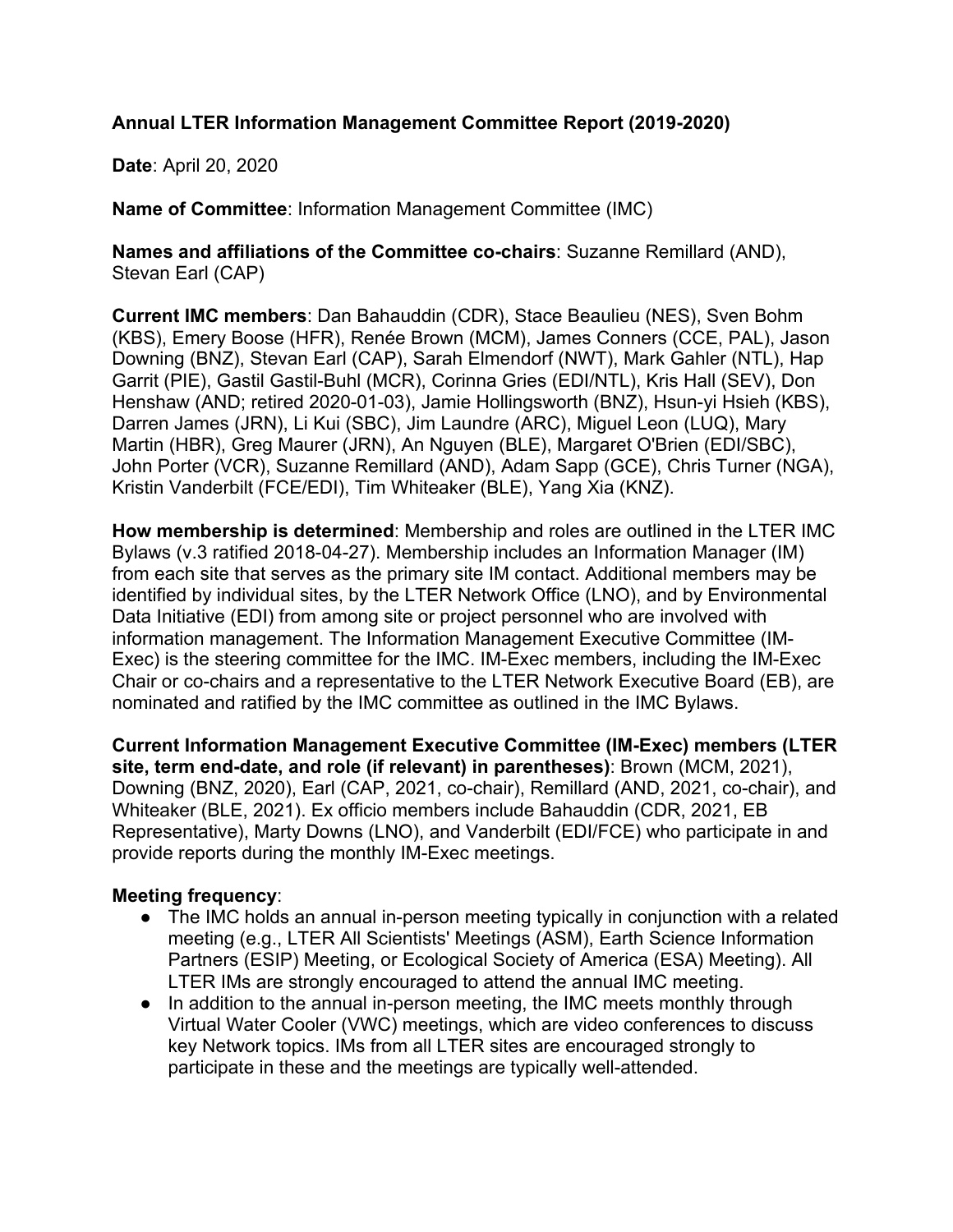**Annual LTER Information Management Committee Report (2019-2020)**

**Date**: April 20, 2020

**Name of Committee**: Information Management Committee (IMC)

**Names and affiliations of the Committee co-chairs**: Suzanne Remillard (AND), Stevan Earl (CAP)

**Current IMC members**: Dan Bahauddin (CDR), Stace Beaulieu (NES), Sven Bohm (KBS), Emery Boose (HFR), Renée Brown (MCM), James Conners (CCE, PAL), Jason Downing (BNZ), Stevan Earl (CAP), Sarah Elmendorf (NWT), Mark Gahler (NTL), Hap Garrit (PIE), Gastil Gastil-Buhl (MCR), Corinna Gries (EDI/NTL), Kris Hall (SEV), Don Henshaw (AND; retired 2020-01-03), Jamie Hollingsworth (BNZ), Hsun-yi Hsieh (KBS), Darren James (JRN), Li Kui (SBC), Jim Laundre (ARC), Miguel Leon (LUQ), Mary Martin (HBR), Greg Maurer (JRN), An Nguyen (BLE), Margaret O'Brien (EDI/SBC), John Porter (VCR), Suzanne Remillard (AND), Adam Sapp (GCE), Chris Turner (NGA), Kristin Vanderbilt (FCE/EDI), Tim Whiteaker (BLE), Yang Xia (KNZ).

**How membership is determined**: Membership and roles are outlined in the LTER IMC Bylaws (v.3 ratified 2018-04-27). Membership includes an Information Manager (IM) from each site that serves as the primary site IM contact. Additional members may be identified by individual sites, by the LTER Network Office (LNO), and by Environmental Data Initiative (EDI) from among site or project personnel who are involved with information management. The Information Management Executive Committee (IM-Exec) is the steering committee for the IMC. IM-Exec members, including the IM-Exec Chair or co-chairs and a representative to the LTER Network Executive Board (EB), are nominated and ratified by the IMC committee as outlined in the IMC Bylaws.

**Current Information Management Executive Committee (IM-Exec) members (LTER site, term end-date, and role (if relevant) in parentheses)**: Brown (MCM, 2021), Downing (BNZ, 2020), Earl (CAP, 2021, co-chair), Remillard (AND, 2021, co-chair), and Whiteaker (BLE, 2021). Ex officio members include Bahauddin (CDR, 2021, EB Representative), Marty Downs (LNO), and Vanderbilt (EDI/FCE) who participate in and provide reports during the monthly IM-Exec meetings.

**Meeting frequency**:

- The IMC holds an annual in-person meeting typically in conjunction with a related meeting (e.g., LTER All Scientists' Meetings (ASM), Earth Science Information Partners (ESIP) Meeting, or Ecological Society of America (ESA) Meeting). All LTER IMs are strongly encouraged to attend the annual IMC meeting.
- In addition to the annual in-person meeting, the IMC meets monthly through Virtual Water Cooler (VWC) meetings, which are video conferences to discuss key Network topics. IMs from all LTER sites are encouraged strongly to participate in these and the meetings are typically well-attended.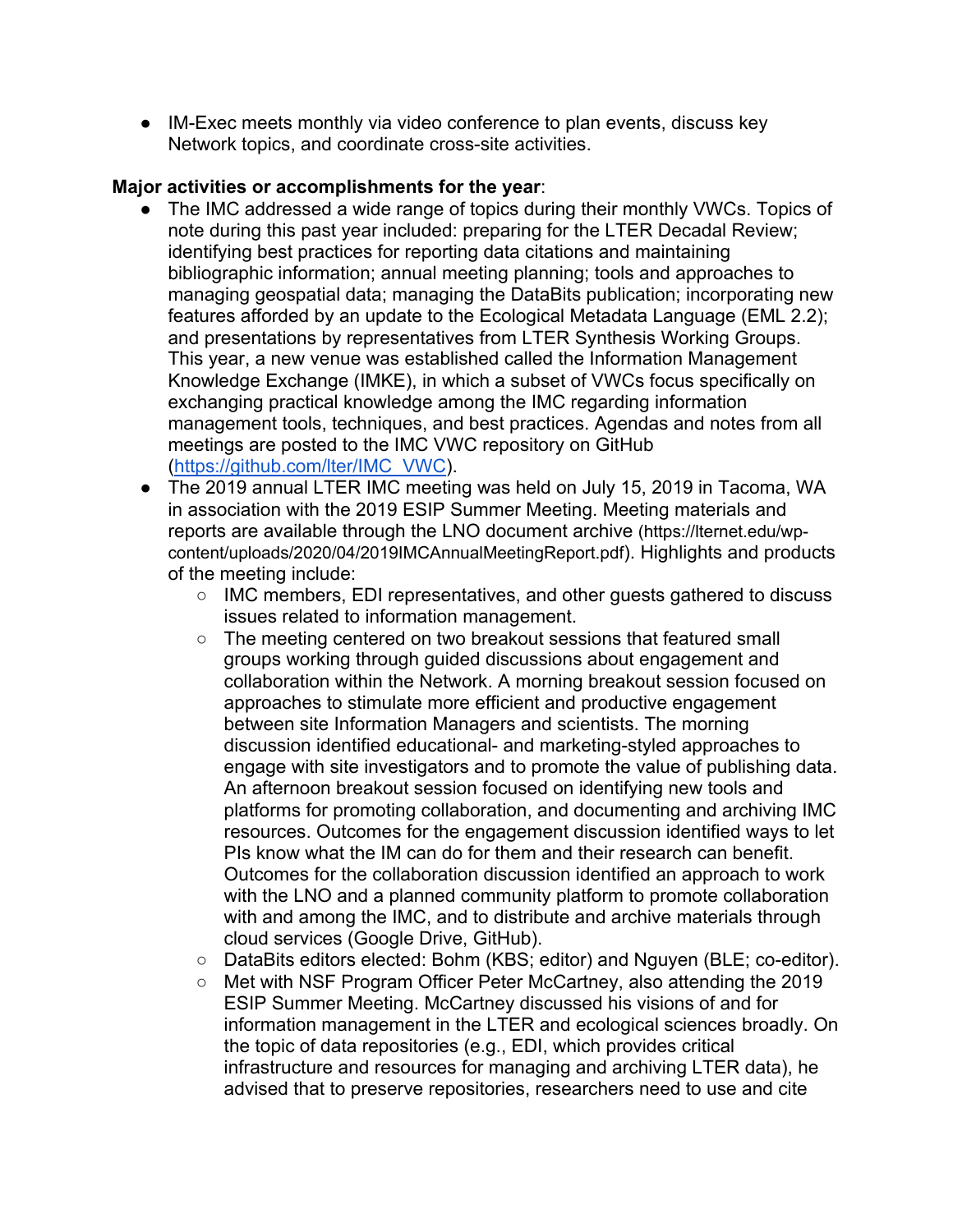- IM-Exec meets monthly via video conference to plan events, discuss key Network topics, and coordinate cross-site activities.

**Major activities or accomplishments for the year**:

- The IMC addressed a wide range of topics during their monthly VWCs. Topics of note during this past year included: preparing for the LTER Decadal Review; identifying best practices for reporting data citations and maintaining bibliographic information; annual meeting planning; tools and approaches to managing geospatial data; managing the DataBits publication; incorporating new features afforded by an update to the Ecological Metadata Language (EML 2.2); and presentations by representatives from LTER Synthesis Working Groups. This year, a new venue was established called the Information Management Knowledge Exchange (IMKE), in which a subset of VWCs focus specifically on exchanging practical knowledge among the IMC regarding information management tools, techniques, and best practices. Agendas and notes from all meetings are posted to the IMC VWC repository on GitHub ([https://github.com/lter/IMC_VWC](https://github.com/lter/IMC_VWC)).
- The 2019 annual LTER IMC meeting was held on July 15, 2019 in Tacoma, WA in association with the 2019 ESIP Summer Meeting. Meeting materials and reports are available through the LNO document archive (https://lternet.edu/wp-content/uploads/2020/04/2019IMCAnnualMeetingReport.pdf). Highlights and products of the meeting include:
  - IMC members, EDI representatives, and other guests gathered to discuss issues related to information management.
  - The meeting centered on two breakout sessions that featured small groups working through guided discussions about engagement and collaboration within the Network. A morning breakout session focused on approaches to stimulate more efficient and productive engagement between site Information Managers and scientists. The morning discussion identified educational- and marketing-styled approaches to engage with site investigators and to promote the value of publishing data. An afternoon breakout session focused on identifying new tools and platforms for promoting collaboration, and documenting and archiving IMC resources. Outcomes for the engagement discussion identified ways to let PIs know what the IM can do for them and their research can benefit. Outcomes for the collaboration discussion identified an approach to work with the LNO and a planned community platform to promote collaboration with and among the IMC, and to distribute and archive materials through cloud services (Google Drive, GitHub).
  - DataBits editors elected: Bohm (KBS; editor) and Nguyen (BLE; co-editor).
  - Met with NSF Program Officer Peter McCartney, also attending the 2019 ESIP Summer Meeting. McCartney discussed his visions of and for information management in the LTER and ecological sciences broadly. On the topic of data repositories (e.g., EDI, which provides critical infrastructure and resources for managing and archiving LTER data), he advised that to preserve repositories, researchers need to use and cite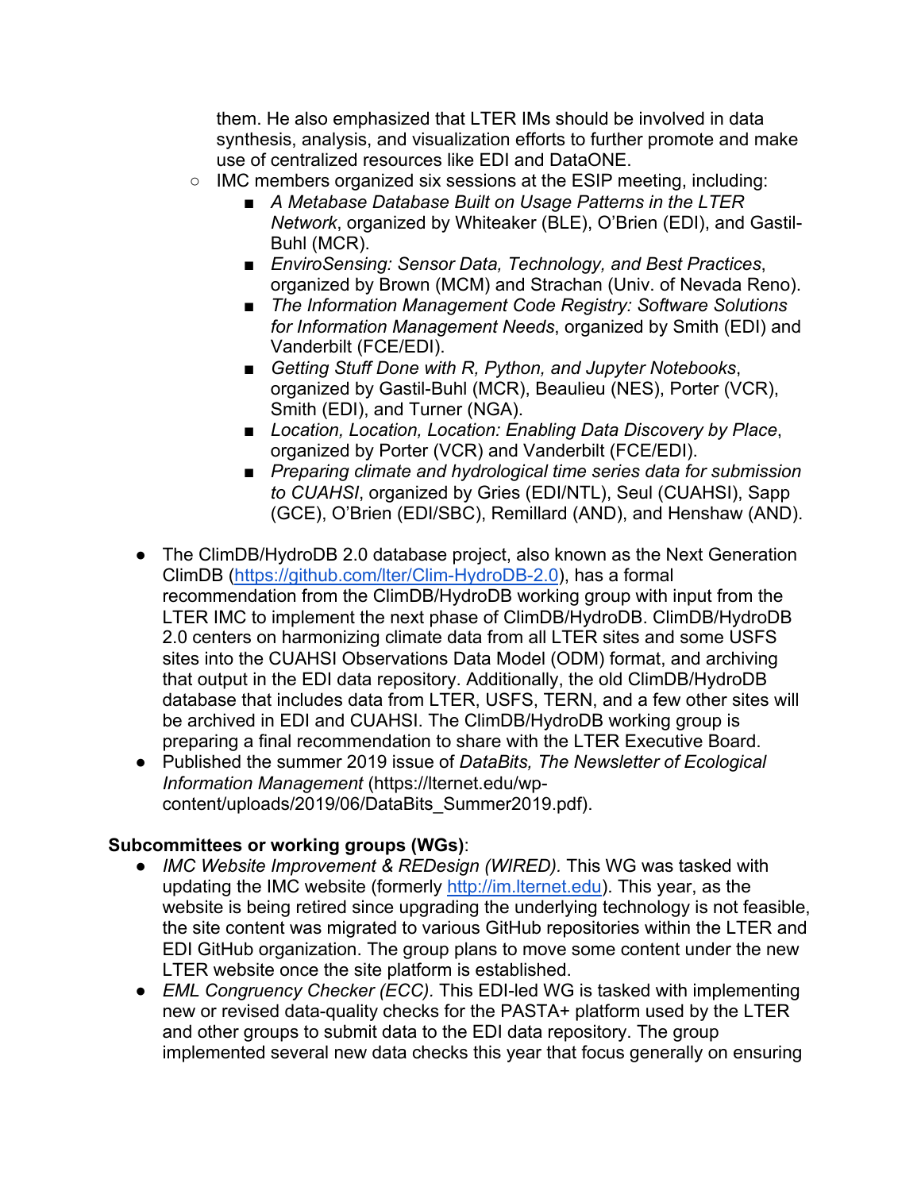them. He also emphasized that LTER IMs should be involved in data synthesis, analysis, and visualization efforts to further promote and make use of centralized resources like EDI and DataONE.

  - IMC members organized six sessions at the ESIP meeting, including:
    - *A Metabase Database Built on Usage Patterns in the LTER Network*, organized by Whiteaker (BLE), O'Brien (EDI), and Gastil-Buhl (MCR).
    - *EnviroSensing: Sensor Data, Technology, and Best Practices*, organized by Brown (MCM) and Strachan (Univ. of Nevada Reno).
    - *The Information Management Code Registry: Software Solutions for Information Management Needs*, organized by Smith (EDI) and Vanderbilt (FCE/EDI).
    - *Getting Stuff Done with R, Python, and Jupyter Notebooks*, organized by Gastil-Buhl (MCR), Beaulieu (NES), Porter (VCR), Smith (EDI), and Turner (NGA).
    - *Location, Location, Location: Enabling Data Discovery by Place*, organized by Porter (VCR) and Vanderbilt (FCE/EDI).
    - *Preparing climate and hydrological time series data for submission to CUAHSI*, organized by Gries (EDI/NTL), Seul (CUAHSI), Sapp (GCE), O'Brien (EDI/SBC), Remillard (AND), and Henshaw (AND).

- The ClimDB/HydroDB 2.0 database project, also known as the Next Generation ClimDB (https://github.com/lter/Clim-HydroDB-2.0), has a formal recommendation from the ClimDB/HydroDB working group with input from the LTER IMC to implement the next phase of ClimDB/HydroDB. ClimDB/HydroDB 2.0 centers on harmonizing climate data from all LTER sites and some USFS sites into the CUAHSI Observations Data Model (ODM) format, and archiving that output in the EDI data repository. Additionally, the old ClimDB/HydroDB database that includes data from LTER, USFS, TERN, and a few other sites will be archived in EDI and CUAHSI. The ClimDB/HydroDB working group is preparing a final recommendation to share with the LTER Executive Board.
- Published the summer 2019 issue of *DataBits, The Newsletter of Ecological Information Management* (https://lternet.edu/wp-content/uploads/2019/06/DataBits_Summer2019.pdf).

**Subcommittees or working groups (WGs)**:

- *IMC Website Improvement & REDesign (WIRED).* This WG was tasked with updating the IMC website (formerly http://im.lternet.edu). This year, as the website is being retired since upgrading the underlying technology is not feasible, the site content was migrated to various GitHub repositories within the LTER and EDI GitHub organization. The group plans to move some content under the new LTER website once the site platform is established.
- *EML Congruency Checker (ECC).* This EDI-led WG is tasked with implementing new or revised data-quality checks for the PASTA+ platform used by the LTER and other groups to submit data to the EDI data repository. The group implemented several new data checks this year that focus generally on ensuring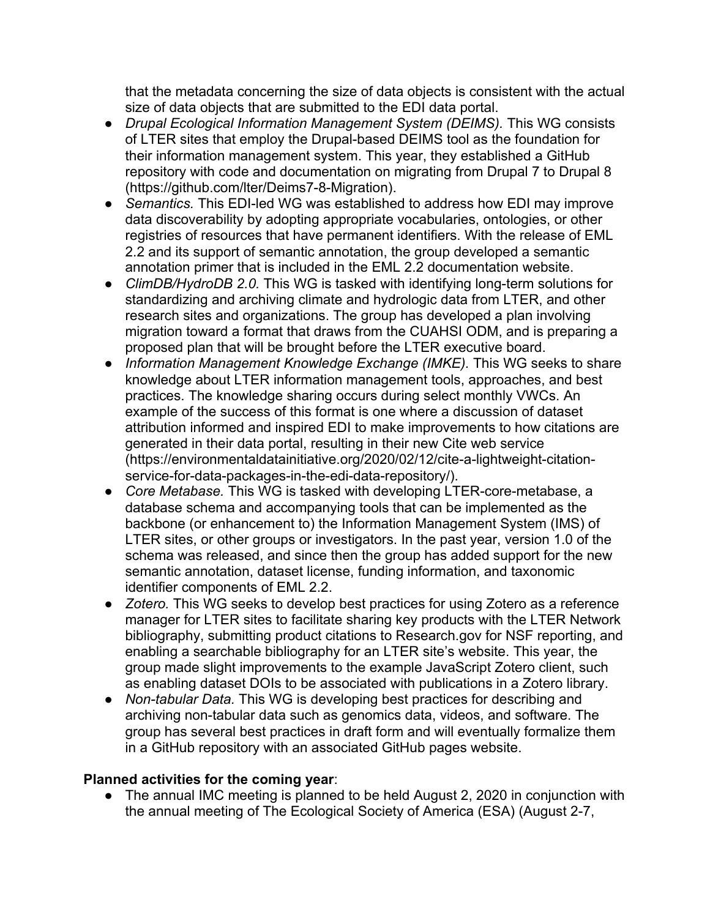that the metadata concerning the size of data objects is consistent with the actual size of data objects that are submitted to the EDI data portal.

- *Drupal Ecological Information Management System (DEIMS).* This WG consists of LTER sites that employ the Drupal-based DEIMS tool as the foundation for their information management system. This year, they established a GitHub repository with code and documentation on migrating from Drupal 7 to Drupal 8 (https://github.com/lter/Deims7-8-Migration).
- *Semantics.* This EDI-led WG was established to address how EDI may improve data discoverability by adopting appropriate vocabularies, ontologies, or other registries of resources that have permanent identifiers. With the release of EML 2.2 and its support of semantic annotation, the group developed a semantic annotation primer that is included in the EML 2.2 documentation website.
- *ClimDB/HydroDB 2.0.* This WG is tasked with identifying long-term solutions for standardizing and archiving climate and hydrologic data from LTER, and other research sites and organizations. The group has developed a plan involving migration toward a format that draws from the CUAHSI ODM, and is preparing a proposed plan that will be brought before the LTER executive board.
- *Information Management Knowledge Exchange (IMKE).* This WG seeks to share knowledge about LTER information management tools, approaches, and best practices. The knowledge sharing occurs during select monthly VWCs. An example of the success of this format is one where a discussion of dataset attribution informed and inspired EDI to make improvements to how citations are generated in their data portal, resulting in their new Cite web service (https://environmentaldatainitiative.org/2020/02/12/cite-a-lightweight-citation-service-for-data-packages-in-the-edi-data-repository/).
- *Core Metabase.* This WG is tasked with developing LTER-core-metabase, a database schema and accompanying tools that can be implemented as the backbone (or enhancement to) the Information Management System (IMS) of LTER sites, or other groups or investigators. In the past year, version 1.0 of the schema was released, and since then the group has added support for the new semantic annotation, dataset license, funding information, and taxonomic identifier components of EML 2.2.
- *Zotero.* This WG seeks to develop best practices for using Zotero as a reference manager for LTER sites to facilitate sharing key products with the LTER Network bibliography, submitting product citations to Research.gov for NSF reporting, and enabling a searchable bibliography for an LTER site's website. This year, the group made slight improvements to the example JavaScript Zotero client, such as enabling dataset DOIs to be associated with publications in a Zotero library.
- *Non-tabular Data.* This WG is developing best practices for describing and archiving non-tabular data such as genomics data, videos, and software. The group has several best practices in draft form and will eventually formalize them in a GitHub repository with an associated GitHub pages website.

**Planned activities for the coming year**:

- The annual IMC meeting is planned to be held August 2, 2020 in conjunction with the annual meeting of The Ecological Society of America (ESA) (August 2-7,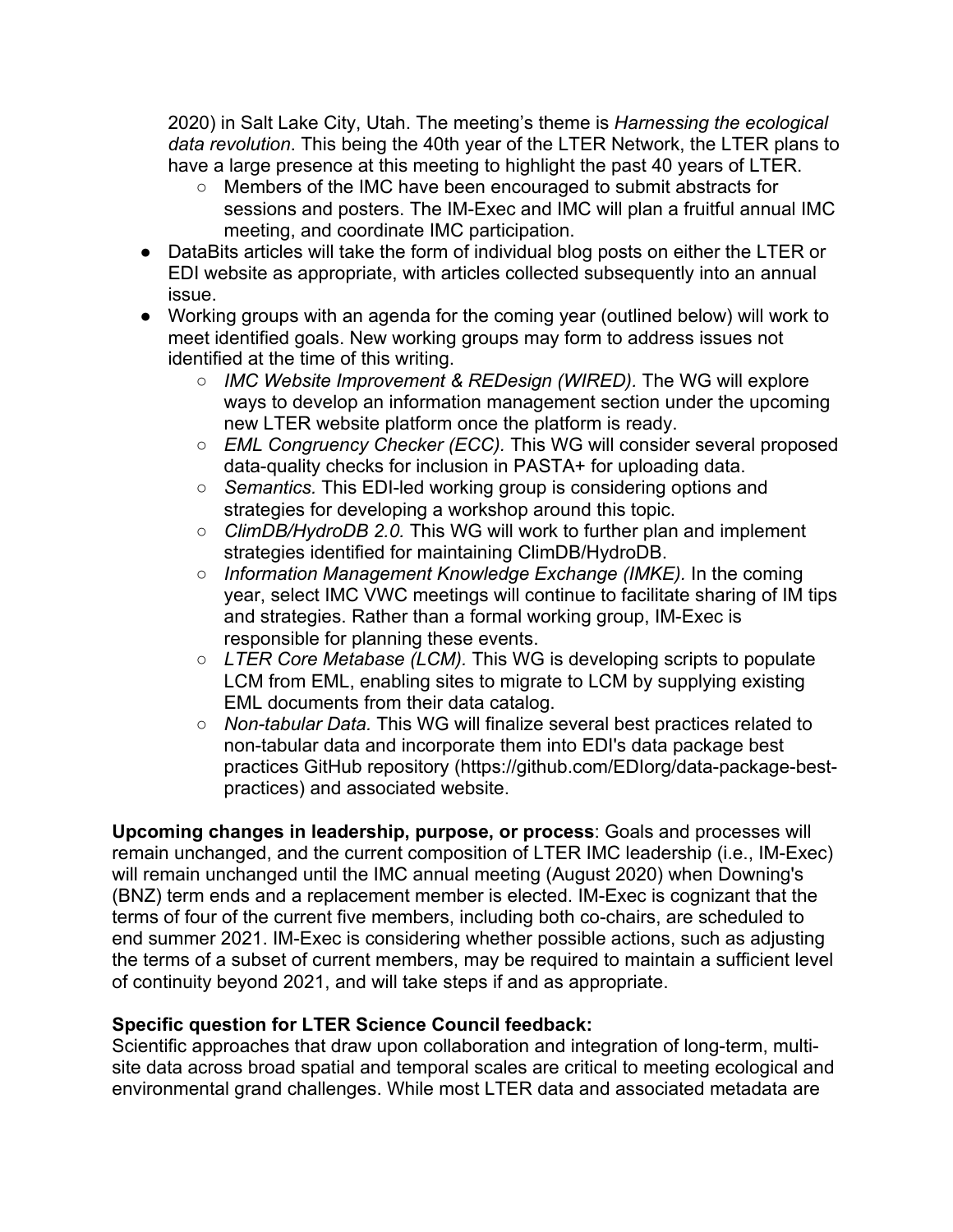2020) in Salt Lake City, Utah. The meeting's theme is *Harnessing the ecological data revolution*. This being the 40th year of the LTER Network, the LTER plans to have a large presence at this meeting to highlight the past 40 years of LTER.
   - Members of the IMC have been encouraged to submit abstracts for sessions and posters. The IM-Exec and IMC will plan a fruitful annual IMC meeting, and coordinate IMC participation.
- DataBits articles will take the form of individual blog posts on either the LTER or EDI website as appropriate, with articles collected subsequently into an annual issue.
- Working groups with an agenda for the coming year (outlined below) will work to meet identified goals. New working groups may form to address issues not identified at the time of this writing.
   - *IMC Website Improvement & REDesign (WIRED).* The WG will explore ways to develop an information management section under the upcoming new LTER website platform once the platform is ready.
   - *EML Congruency Checker (ECC).* This WG will consider several proposed data-quality checks for inclusion in PASTA+ for uploading data.
   - *Semantics.* This EDI-led working group is considering options and strategies for developing a workshop around this topic.
   - *ClimDB/HydroDB 2.0.* This WG will work to further plan and implement strategies identified for maintaining ClimDB/HydroDB.
   - *Information Management Knowledge Exchange (IMKE).* In the coming year, select IMC VWC meetings will continue to facilitate sharing of IM tips and strategies. Rather than a formal working group, IM-Exec is responsible for planning these events.
   - *LTER Core Metabase (LCM).* This WG is developing scripts to populate LCM from EML, enabling sites to migrate to LCM by supplying existing EML documents from their data catalog.
   - *Non-tabular Data.* This WG will finalize several best practices related to non-tabular data and incorporate them into EDI's data package best practices GitHub repository (https://github.com/EDIorg/data-package-best-practices) and associated website.

**Upcoming changes in leadership, purpose, or process**: Goals and processes will remain unchanged, and the current composition of LTER IMC leadership (i.e., IM-Exec) will remain unchanged until the IMC annual meeting (August 2020) when Downing's (BNZ) term ends and a replacement member is elected. IM-Exec is cognizant that the terms of four of the current five members, including both co-chairs, are scheduled to end summer 2021. IM-Exec is considering whether possible actions, such as adjusting the terms of a subset of current members, may be required to maintain a sufficient level of continuity beyond 2021, and will take steps if and as appropriate.

**Specific question for LTER Science Council feedback:**
Scientific approaches that draw upon collaboration and integration of long-term, multi-site data across broad spatial and temporal scales are critical to meeting ecological and environmental grand challenges. While most LTER data and associated metadata are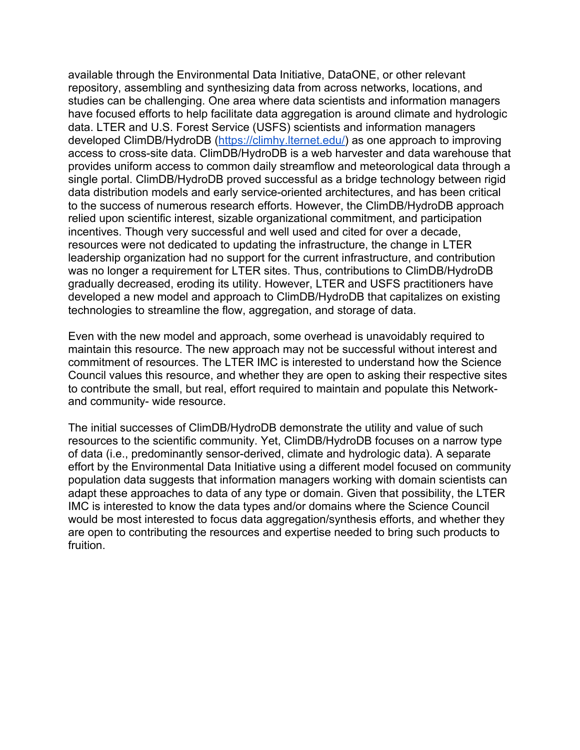available through the Environmental Data Initiative, DataONE, or other relevant repository, assembling and synthesizing data from across networks, locations, and studies can be challenging. One area where data scientists and information managers have focused efforts to help facilitate data aggregation is around climate and hydrologic data. LTER and U.S. Forest Service (USFS) scientists and information managers developed ClimDB/HydroDB ([https://climhy.lternet.edu/](https://climhy.lternet.edu/)) as one approach to improving access to cross-site data. ClimDB/HydroDB is a web harvester and data warehouse that provides uniform access to common daily streamflow and meteorological data through a single portal. ClimDB/HydroDB proved successful as a bridge technology between rigid data distribution models and early service-oriented architectures, and has been critical to the success of numerous research efforts. However, the ClimDB/HydroDB approach relied upon scientific interest, sizable organizational commitment, and participation incentives. Though very successful and well used and cited for over a decade, resources were not dedicated to updating the infrastructure, the change in LTER leadership organization had no support for the current infrastructure, and contribution was no longer a requirement for LTER sites. Thus, contributions to ClimDB/HydroDB gradually decreased, eroding its utility. However, LTER and USFS practitioners have developed a new model and approach to ClimDB/HydroDB that capitalizes on existing technologies to streamline the flow, aggregation, and storage of data.

Even with the new model and approach, some overhead is unavoidably required to maintain this resource. The new approach may not be successful without interest and commitment of resources. The LTER IMC is interested to understand how the Science Council values this resource, and whether they are open to asking their respective sites to contribute the small, but real, effort required to maintain and populate this Network- and community- wide resource.

The initial successes of ClimDB/HydroDB demonstrate the utility and value of such resources to the scientific community. Yet, ClimDB/HydroDB focuses on a narrow type of data (i.e., predominantly sensor-derived, climate and hydrologic data). A separate effort by the Environmental Data Initiative using a different model focused on community population data suggests that information managers working with domain scientists can adapt these approaches to data of any type or domain. Given that possibility, the LTER IMC is interested to know the data types and/or domains where the Science Council would be most interested to focus data aggregation/synthesis efforts, and whether they are open to contributing the resources and expertise needed to bring such products to fruition.